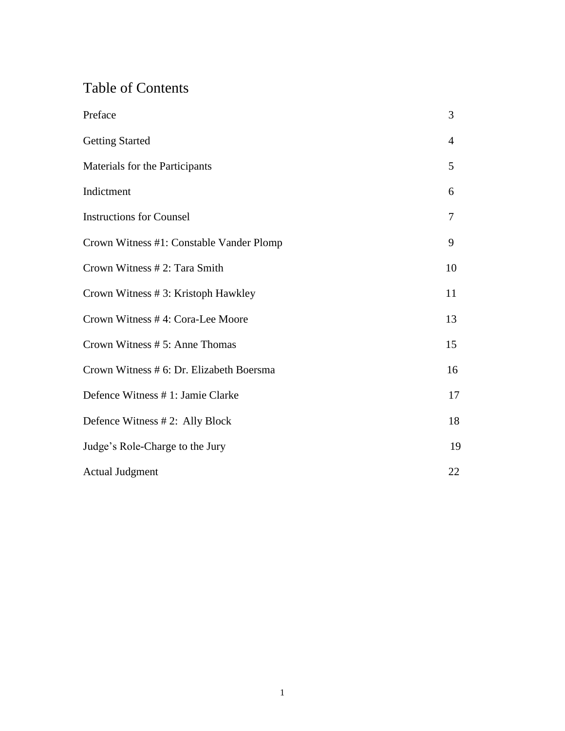# Table of Contents

| | |
|---|---|
| Preface | 3 |
| Getting Started | 4 |
| Materials for the Participants | 5 |
| Indictment | 6 |
| Instructions for Counsel | 7 |
| Crown Witness #1: Constable Vander Plomp | 9 |
| Crown Witness # 2: Tara Smith | 10 |
| Crown Witness # 3: Kristoph Hawkley | 11 |
| Crown Witness # 4: Cora-Lee Moore | 13 |
| Crown Witness # 5: Anne Thomas | 15 |
| Crown Witness # 6: Dr. Elizabeth Boersma | 16 |
| Defence Witness # 1: Jamie Clarke | 17 |
| Defence Witness # 2: Ally Block | 18 |
| Judge's Role-Charge to the Jury | 19 |
| Actual Judgment | 22 |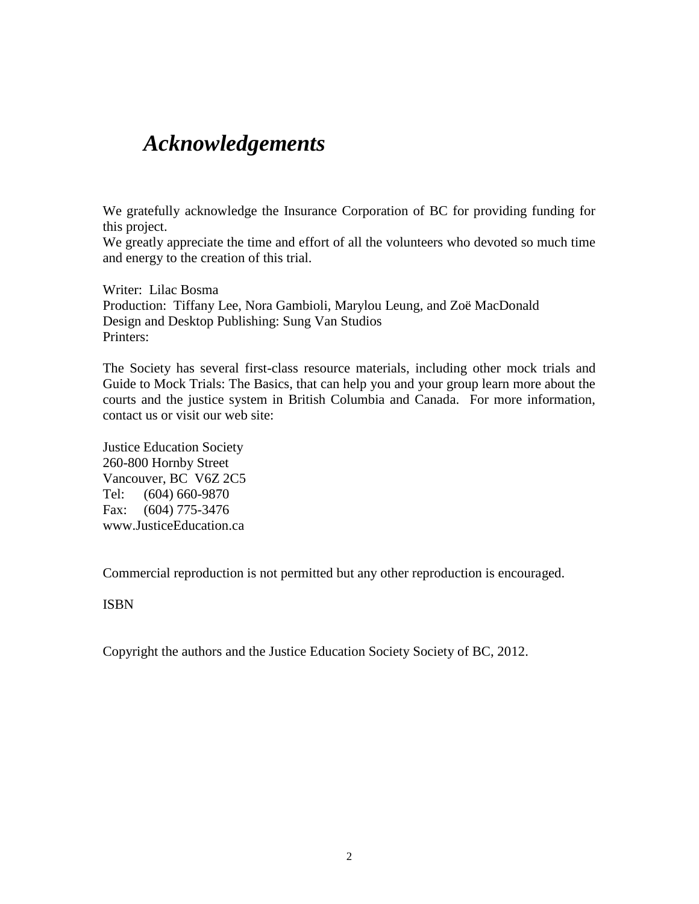# *Acknowledgements*

We gratefully acknowledge the Insurance Corporation of BC for providing funding for this project.
We greatly appreciate the time and effort of all the volunteers who devoted so much time and energy to the creation of this trial.

Writer: Lilac Bosma
Production: Tiffany Lee, Nora Gambioli, Marylou Leung, and Zoë MacDonald
Design and Desktop Publishing: Sung Van Studios
Printers:

The Society has several first-class resource materials, including other mock trials and Guide to Mock Trials: The Basics, that can help you and your group learn more about the courts and the justice system in British Columbia and Canada. For more information, contact us or visit our web site:

Justice Education Society
260-800 Hornby Street
Vancouver, BC V6Z 2C5
Tel: (604) 660-9870
Fax: (604) 775-3476
www.JusticeEducation.ca

Commercial reproduction is not permitted but any other reproduction is encouraged.

ISBN

Copyright the authors and the Justice Education Society Society of BC, 2012.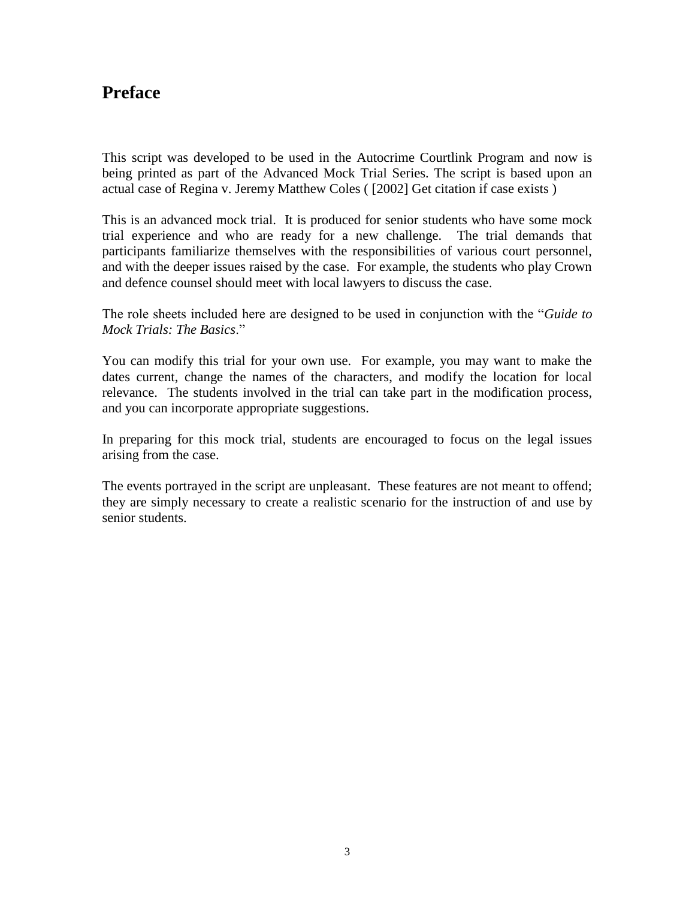# Preface

This script was developed to be used in the Autocrime Courtlink Program and now is being printed as part of the Advanced Mock Trial Series. The script is based upon an actual case of Regina v. Jeremy Matthew Coles ( [2002] Get citation if case exists )

This is an advanced mock trial. It is produced for senior students who have some mock trial experience and who are ready for a new challenge. The trial demands that participants familiarize themselves with the responsibilities of various court personnel, and with the deeper issues raised by the case. For example, the students who play Crown and defence counsel should meet with local lawyers to discuss the case.

The role sheets included here are designed to be used in conjunction with the "*Guide to Mock Trials: The Basics*."

You can modify this trial for your own use. For example, you may want to make the dates current, change the names of the characters, and modify the location for local relevance. The students involved in the trial can take part in the modification process, and you can incorporate appropriate suggestions.

In preparing for this mock trial, students are encouraged to focus on the legal issues arising from the case.

The events portrayed in the script are unpleasant. These features are not meant to offend; they are simply necessary to create a realistic scenario for the instruction of and use by senior students.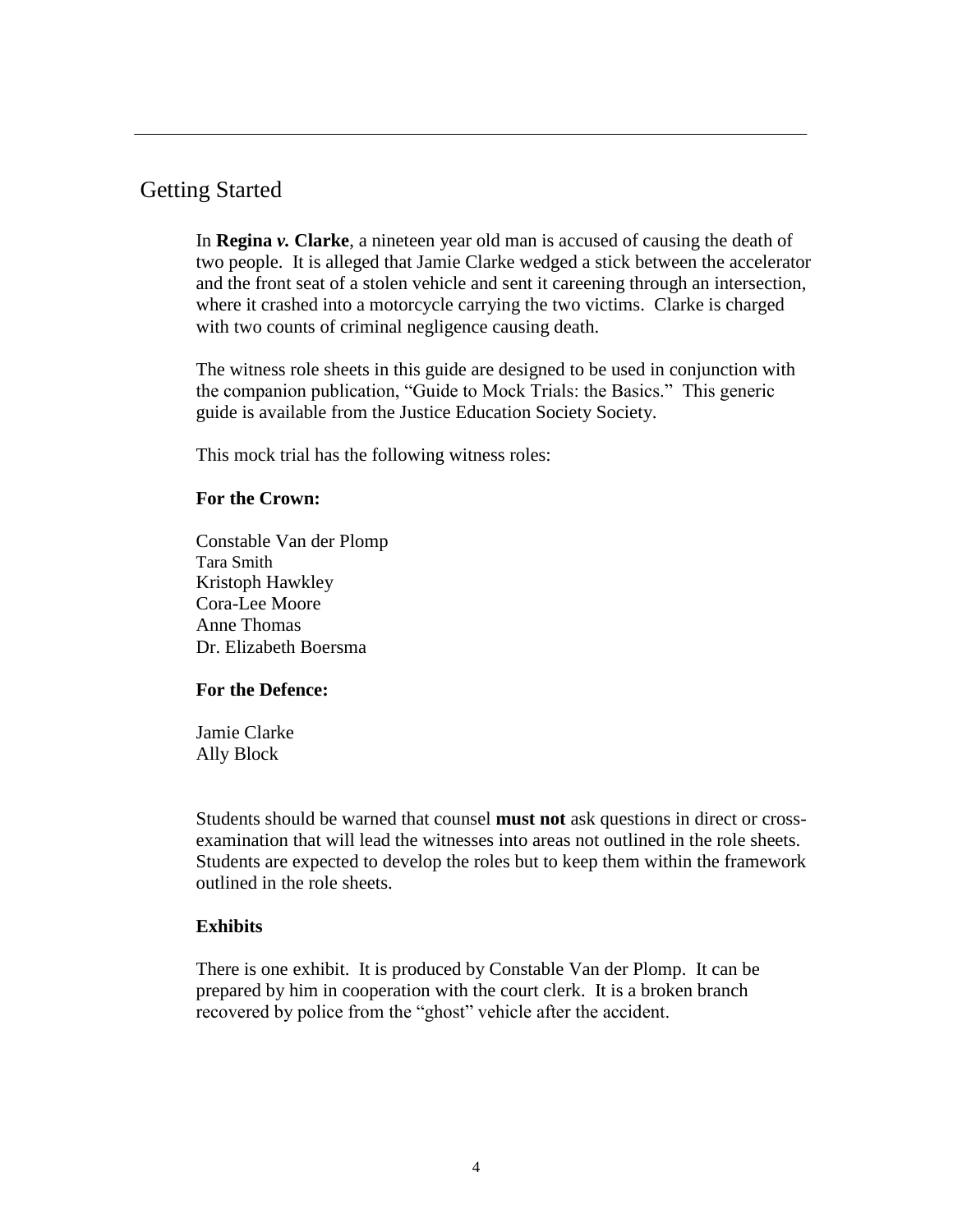## Getting Started

In **Regina *v.* Clarke**, a nineteen year old man is accused of causing the death of two people. It is alleged that Jamie Clarke wedged a stick between the accelerator and the front seat of a stolen vehicle and sent it careening through an intersection, where it crashed into a motorcycle carrying the two victims. Clarke is charged with two counts of criminal negligence causing death.

The witness role sheets in this guide are designed to be used in conjunction with the companion publication, "Guide to Mock Trials: the Basics." This generic guide is available from the Justice Education Society Society.

This mock trial has the following witness roles:

**For the Crown:**

Constable Van der Plomp
Tara Smith
Kristoph Hawkley
Cora-Lee Moore
Anne Thomas
Dr. Elizabeth Boersma

**For the Defence:**

Jamie Clarke
Ally Block

Students should be warned that counsel **must not** ask questions in direct or cross-examination that will lead the witnesses into areas not outlined in the role sheets. Students are expected to develop the roles but to keep them within the framework outlined in the role sheets.

**Exhibits**

There is one exhibit. It is produced by Constable Van der Plomp. It can be prepared by him in cooperation with the court clerk. It is a broken branch recovered by police from the "ghost" vehicle after the accident.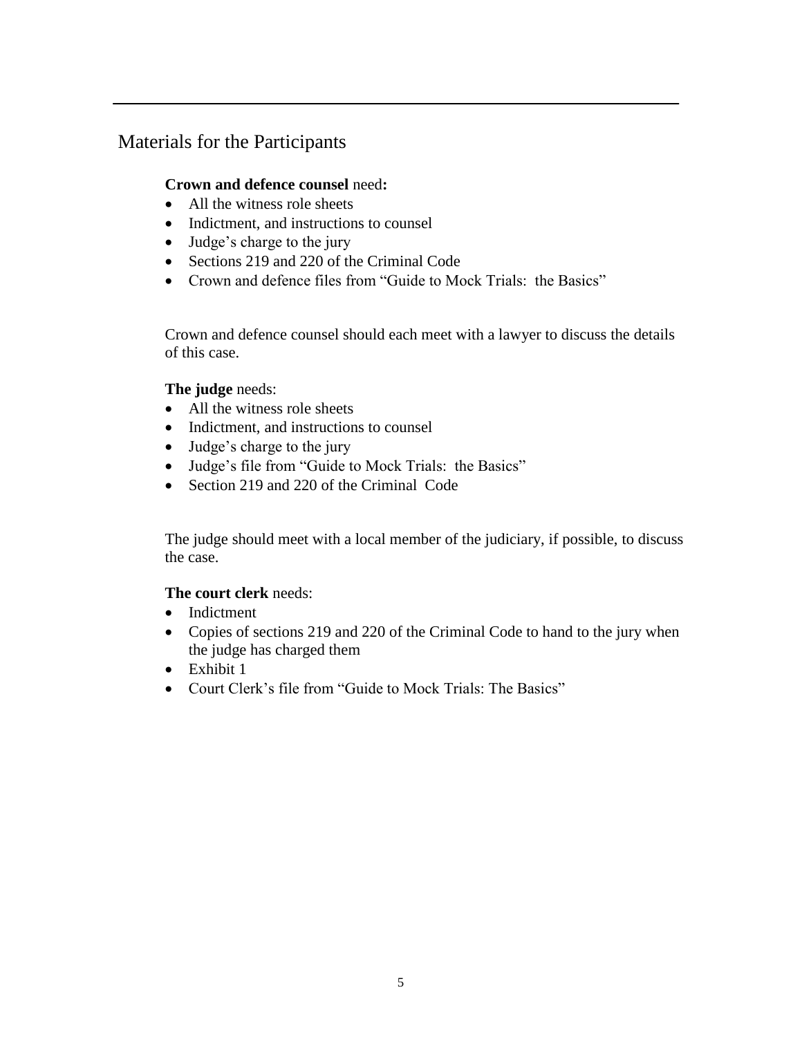## Materials for the Participants

**Crown and defence counsel** need**:**

- All the witness role sheets
- Indictment, and instructions to counsel
- Judge's charge to the jury
- Sections 219 and 220 of the Criminal Code
- Crown and defence files from "Guide to Mock Trials: the Basics"

Crown and defence counsel should each meet with a lawyer to discuss the details of this case.

**The judge** needs:

- All the witness role sheets
- Indictment, and instructions to counsel
- Judge's charge to the jury
- Judge's file from "Guide to Mock Trials: the Basics"
- Section 219 and 220 of the Criminal Code

The judge should meet with a local member of the judiciary, if possible, to discuss the case.

**The court clerk** needs:

- Indictment
- Copies of sections 219 and 220 of the Criminal Code to hand to the jury when the judge has charged them
- Exhibit 1
- Court Clerk's file from "Guide to Mock Trials: The Basics"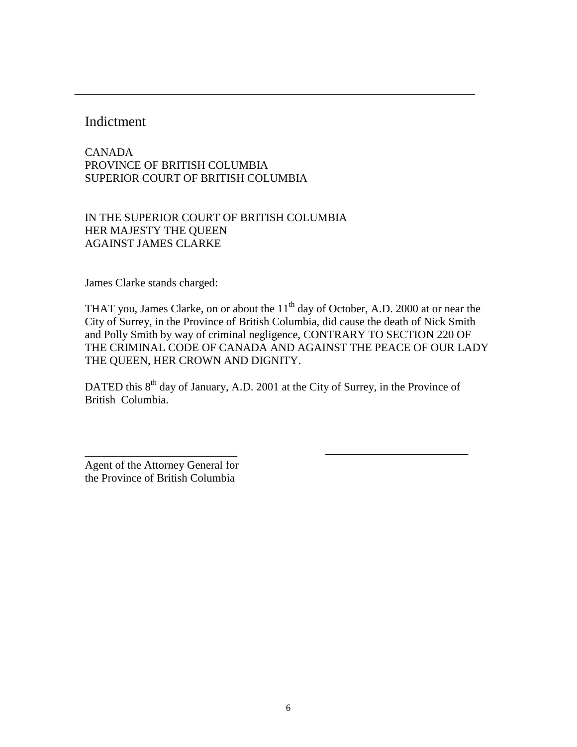---

# Indictment

CANADA
PROVINCE OF BRITISH COLUMBIA
SUPERIOR COURT OF BRITISH COLUMBIA

IN THE SUPERIOR COURT OF BRITISH COLUMBIA
HER MAJESTY THE QUEEN
AGAINST JAMES CLARKE

James Clarke stands charged:

THAT you, James Clarke, on or about the 11th day of October, A.D. 2000 at or near the City of Surrey, in the Province of British Columbia, did cause the death of Nick Smith and Polly Smith by way of criminal negligence, CONTRARY TO SECTION 220 OF THE CRIMINAL CODE OF CANADA AND AGAINST THE PEACE OF OUR LADY THE QUEEN, HER CROWN AND DIGNITY.

DATED this 8th day of January, A.D. 2001 at the City of Surrey, in the Province of British Columbia.

___________________________ ___________________________

Agent of the Attorney General for
the Province of British Columbia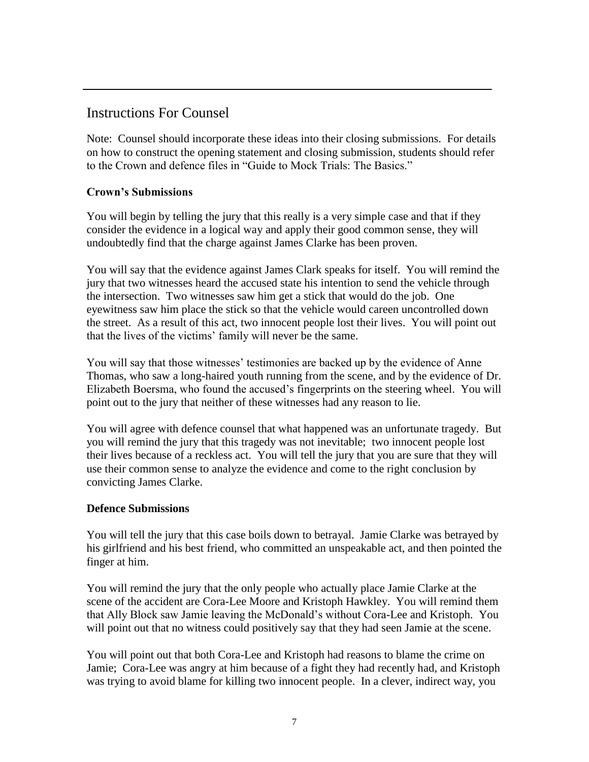## Instructions For Counsel

Note: Counsel should incorporate these ideas into their closing submissions. For details on how to construct the opening statement and closing submission, students should refer to the Crown and defence files in "Guide to Mock Trials: The Basics."

**Crown's Submissions**

You will begin by telling the jury that this really is a very simple case and that if they consider the evidence in a logical way and apply their good common sense, they will undoubtedly find that the charge against James Clarke has been proven.

You will say that the evidence against James Clark speaks for itself. You will remind the jury that two witnesses heard the accused state his intention to send the vehicle through the intersection. Two witnesses saw him get a stick that would do the job. One eyewitness saw him place the stick so that the vehicle would careen uncontrolled down the street. As a result of this act, two innocent people lost their lives. You will point out that the lives of the victims' family will never be the same.

You will say that those witnesses' testimonies are backed up by the evidence of Anne Thomas, who saw a long-haired youth running from the scene, and by the evidence of Dr. Elizabeth Boersma, who found the accused's fingerprints on the steering wheel. You will point out to the jury that neither of these witnesses had any reason to lie.

You will agree with defence counsel that what happened was an unfortunate tragedy. But you will remind the jury that this tragedy was not inevitable; two innocent people lost their lives because of a reckless act. You will tell the jury that you are sure that they will use their common sense to analyze the evidence and come to the right conclusion by convicting James Clarke.

**Defence Submissions**

You will tell the jury that this case boils down to betrayal. Jamie Clarke was betrayed by his girlfriend and his best friend, who committed an unspeakable act, and then pointed the finger at him.

You will remind the jury that the only people who actually place Jamie Clarke at the scene of the accident are Cora-Lee Moore and Kristoph Hawkley. You will remind them that Ally Block saw Jamie leaving the McDonald's without Cora-Lee and Kristoph. You will point out that no witness could positively say that they had seen Jamie at the scene.

You will point out that both Cora-Lee and Kristoph had reasons to blame the crime on Jamie; Cora-Lee was angry at him because of a fight they had recently had, and Kristoph was trying to avoid blame for killing two innocent people. In a clever, indirect way, you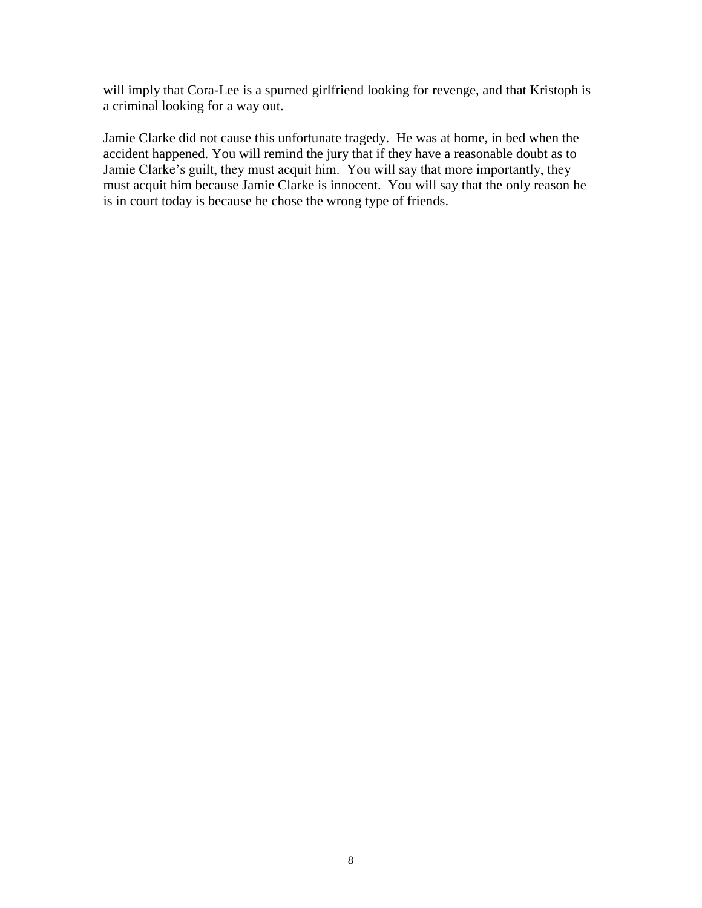will imply that Cora-Lee is a spurned girlfriend looking for revenge, and that Kristoph is a criminal looking for a way out.

Jamie Clarke did not cause this unfortunate tragedy. He was at home, in bed when the accident happened. You will remind the jury that if they have a reasonable doubt as to Jamie Clarke's guilt, they must acquit him. You will say that more importantly, they must acquit him because Jamie Clarke is innocent. You will say that the only reason he is in court today is because he chose the wrong type of friends.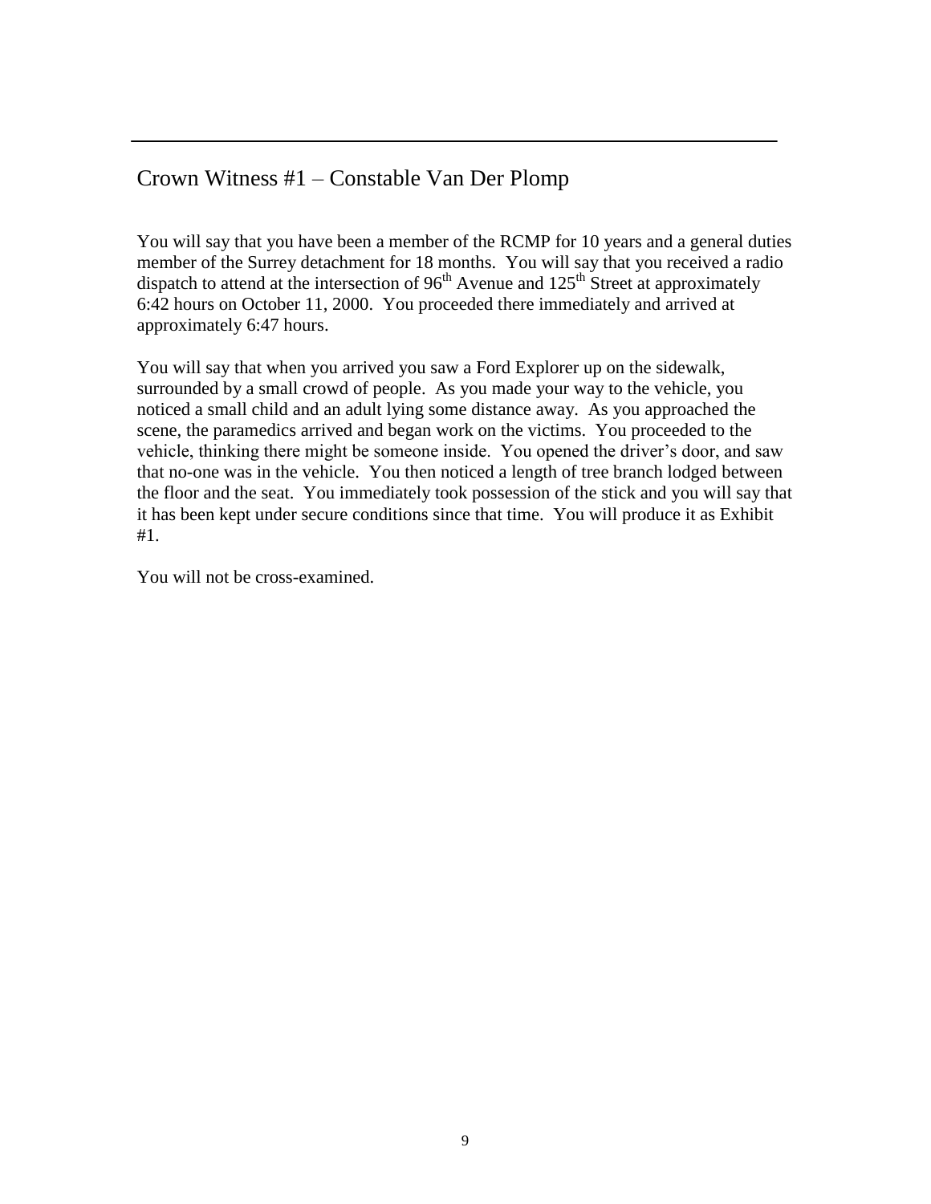## Crown Witness #1 – Constable Van Der Plomp

You will say that you have been a member of the RCMP for 10 years and a general duties member of the Surrey detachment for 18 months. You will say that you received a radio dispatch to attend at the intersection of 96th Avenue and 125th Street at approximately 6:42 hours on October 11, 2000. You proceeded there immediately and arrived at approximately 6:47 hours.

You will say that when you arrived you saw a Ford Explorer up on the sidewalk, surrounded by a small crowd of people. As you made your way to the vehicle, you noticed a small child and an adult lying some distance away. As you approached the scene, the paramedics arrived and began work on the victims. You proceeded to the vehicle, thinking there might be someone inside. You opened the driver's door, and saw that no-one was in the vehicle. You then noticed a length of tree branch lodged between the floor and the seat. You immediately took possession of the stick and you will say that it has been kept under secure conditions since that time. You will produce it as Exhibit #1.

You will not be cross-examined.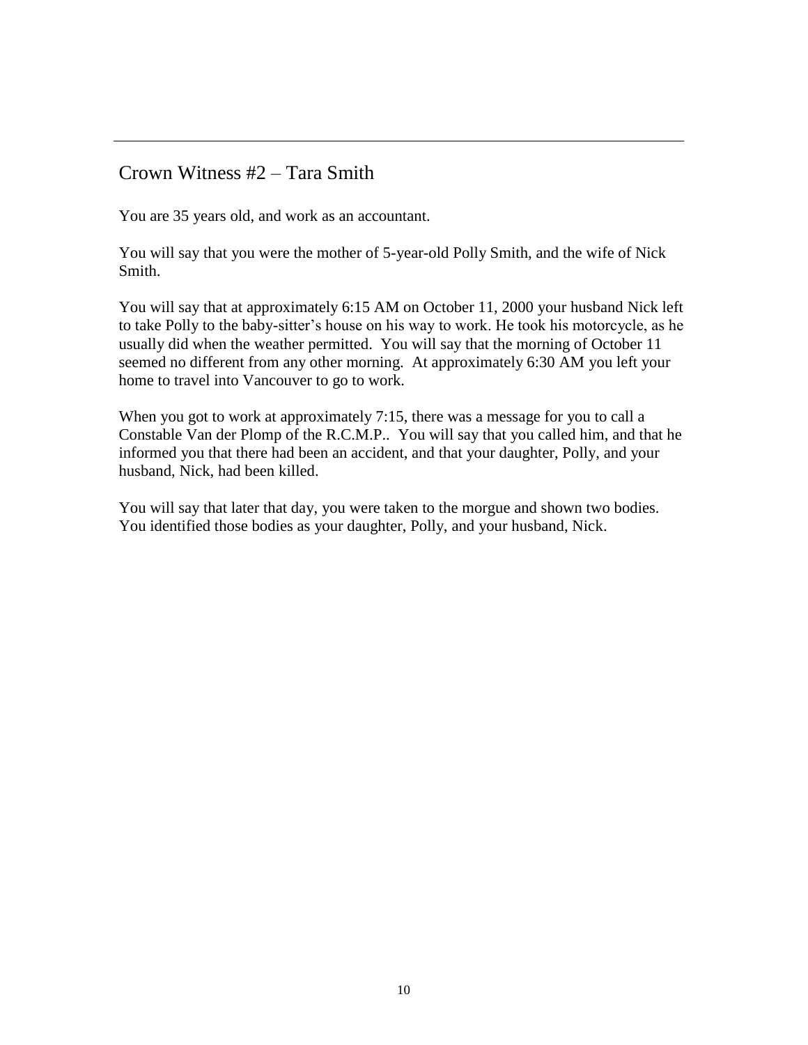## Crown Witness #2 – Tara Smith

You are 35 years old, and work as an accountant.

You will say that you were the mother of 5-year-old Polly Smith, and the wife of Nick Smith.

You will say that at approximately 6:15 AM on October 11, 2000 your husband Nick left to take Polly to the baby-sitter's house on his way to work. He took his motorcycle, as he usually did when the weather permitted. You will say that the morning of October 11 seemed no different from any other morning. At approximately 6:30 AM you left your home to travel into Vancouver to go to work.

When you got to work at approximately 7:15, there was a message for you to call a Constable Van der Plomp of the R.C.M.P.. You will say that you called him, and that he informed you that there had been an accident, and that your daughter, Polly, and your husband, Nick, had been killed.

You will say that later that day, you were taken to the morgue and shown two bodies. You identified those bodies as your daughter, Polly, and your husband, Nick.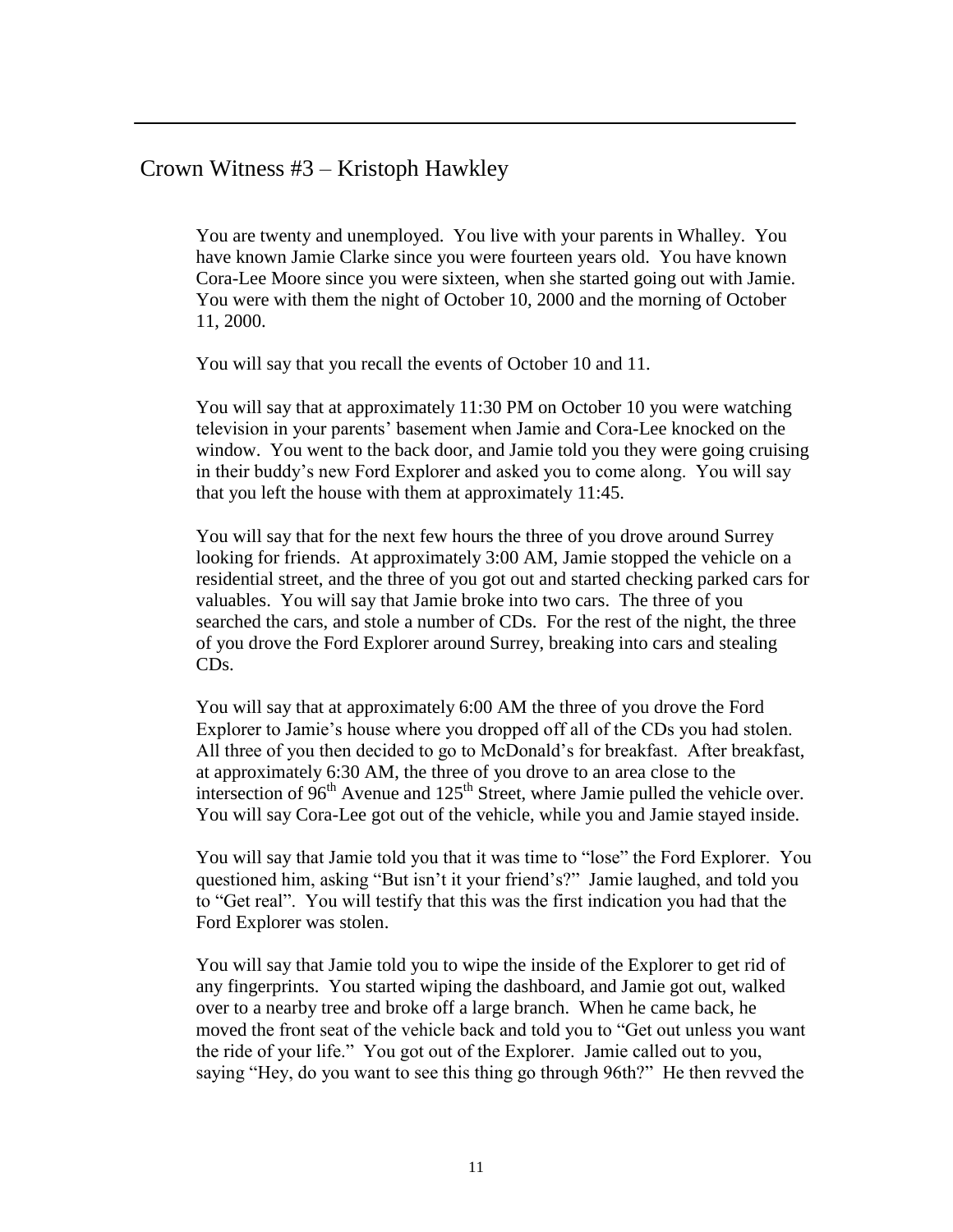## Crown Witness #3 – Kristoph Hawkley

You are twenty and unemployed. You live with your parents in Whalley. You have known Jamie Clarke since you were fourteen years old. You have known Cora-Lee Moore since you were sixteen, when she started going out with Jamie. You were with them the night of October 10, 2000 and the morning of October 11, 2000.

You will say that you recall the events of October 10 and 11.

You will say that at approximately 11:30 PM on October 10 you were watching television in your parents' basement when Jamie and Cora-Lee knocked on the window. You went to the back door, and Jamie told you they were going cruising in their buddy's new Ford Explorer and asked you to come along. You will say that you left the house with them at approximately 11:45.

You will say that for the next few hours the three of you drove around Surrey looking for friends. At approximately 3:00 AM, Jamie stopped the vehicle on a residential street, and the three of you got out and started checking parked cars for valuables. You will say that Jamie broke into two cars. The three of you searched the cars, and stole a number of CDs. For the rest of the night, the three of you drove the Ford Explorer around Surrey, breaking into cars and stealing CDs.

You will say that at approximately 6:00 AM the three of you drove the Ford Explorer to Jamie's house where you dropped off all of the CDs you had stolen. All three of you then decided to go to McDonald's for breakfast. After breakfast, at approximately 6:30 AM, the three of you drove to an area close to the intersection of 96th Avenue and 125th Street, where Jamie pulled the vehicle over. You will say Cora-Lee got out of the vehicle, while you and Jamie stayed inside.

You will say that Jamie told you that it was time to "lose" the Ford Explorer. You questioned him, asking "But isn't it your friend's?" Jamie laughed, and told you to "Get real". You will testify that this was the first indication you had that the Ford Explorer was stolen.

You will say that Jamie told you to wipe the inside of the Explorer to get rid of any fingerprints. You started wiping the dashboard, and Jamie got out, walked over to a nearby tree and broke off a large branch. When he came back, he moved the front seat of the vehicle back and told you to "Get out unless you want the ride of your life." You got out of the Explorer. Jamie called out to you, saying "Hey, do you want to see this thing go through 96th?" He then revved the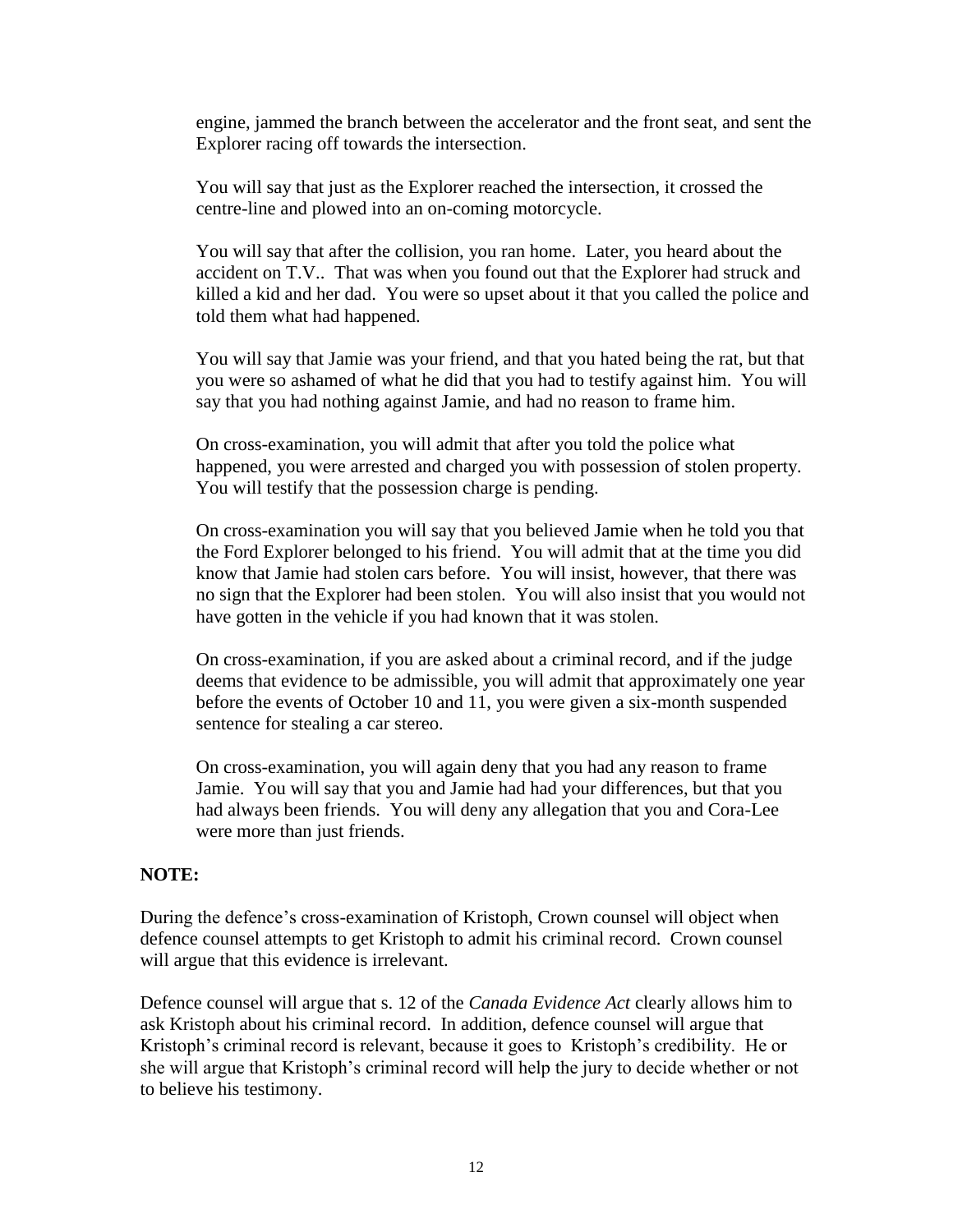engine, jammed the branch between the accelerator and the front seat, and sent the Explorer racing off towards the intersection.

You will say that just as the Explorer reached the intersection, it crossed the centre-line and plowed into an on-coming motorcycle.

You will say that after the collision, you ran home. Later, you heard about the accident on T.V.. That was when you found out that the Explorer had struck and killed a kid and her dad. You were so upset about it that you called the police and told them what had happened.

You will say that Jamie was your friend, and that you hated being the rat, but that you were so ashamed of what he did that you had to testify against him. You will say that you had nothing against Jamie, and had no reason to frame him.

On cross-examination, you will admit that after you told the police what happened, you were arrested and charged you with possession of stolen property. You will testify that the possession charge is pending.

On cross-examination you will say that you believed Jamie when he told you that the Ford Explorer belonged to his friend. You will admit that at the time you did know that Jamie had stolen cars before. You will insist, however, that there was no sign that the Explorer had been stolen. You will also insist that you would not have gotten in the vehicle if you had known that it was stolen.

On cross-examination, if you are asked about a criminal record, and if the judge deems that evidence to be admissible, you will admit that approximately one year before the events of October 10 and 11, you were given a six-month suspended sentence for stealing a car stereo.

On cross-examination, you will again deny that you had any reason to frame Jamie. You will say that you and Jamie had had your differences, but that you had always been friends. You will deny any allegation that you and Cora-Lee were more than just friends.

**NOTE:**

During the defence's cross-examination of Kristoph, Crown counsel will object when defence counsel attempts to get Kristoph to admit his criminal record. Crown counsel will argue that this evidence is irrelevant.

Defence counsel will argue that s. 12 of the *Canada Evidence Act* clearly allows him to ask Kristoph about his criminal record. In addition, defence counsel will argue that Kristoph's criminal record is relevant, because it goes to Kristoph's credibility. He or she will argue that Kristoph's criminal record will help the jury to decide whether or not to believe his testimony.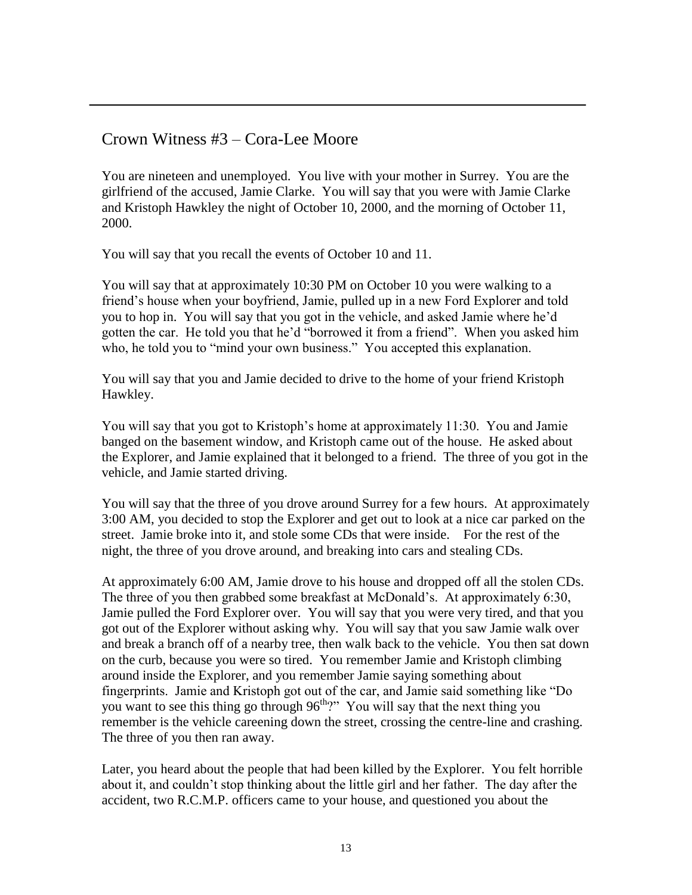## Crown Witness #3 – Cora-Lee Moore

You are nineteen and unemployed. You live with your mother in Surrey. You are the girlfriend of the accused, Jamie Clarke. You will say that you were with Jamie Clarke and Kristoph Hawkley the night of October 10, 2000, and the morning of October 11, 2000.

You will say that you recall the events of October 10 and 11.

You will say that at approximately 10:30 PM on October 10 you were walking to a friend's house when your boyfriend, Jamie, pulled up in a new Ford Explorer and told you to hop in. You will say that you got in the vehicle, and asked Jamie where he'd gotten the car. He told you that he'd "borrowed it from a friend". When you asked him who, he told you to "mind your own business." You accepted this explanation.

You will say that you and Jamie decided to drive to the home of your friend Kristoph Hawkley.

You will say that you got to Kristoph's home at approximately 11:30. You and Jamie banged on the basement window, and Kristoph came out of the house. He asked about the Explorer, and Jamie explained that it belonged to a friend. The three of you got in the vehicle, and Jamie started driving.

You will say that the three of you drove around Surrey for a few hours. At approximately 3:00 AM, you decided to stop the Explorer and get out to look at a nice car parked on the street. Jamie broke into it, and stole some CDs that were inside. For the rest of the night, the three of you drove around, and breaking into cars and stealing CDs.

At approximately 6:00 AM, Jamie drove to his house and dropped off all the stolen CDs. The three of you then grabbed some breakfast at McDonald's. At approximately 6:30, Jamie pulled the Ford Explorer over. You will say that you were very tired, and that you got out of the Explorer without asking why. You will say that you saw Jamie walk over and break a branch off of a nearby tree, then walk back to the vehicle. You then sat down on the curb, because you were so tired. You remember Jamie and Kristoph climbing around inside the Explorer, and you remember Jamie saying something about fingerprints. Jamie and Kristoph got out of the car, and Jamie said something like "Do you want to see this thing go through 96th?" You will say that the next thing you remember is the vehicle careening down the street, crossing the centre-line and crashing. The three of you then ran away.

Later, you heard about the people that had been killed by the Explorer. You felt horrible about it, and couldn't stop thinking about the little girl and her father. The day after the accident, two R.C.M.P. officers came to your house, and questioned you about the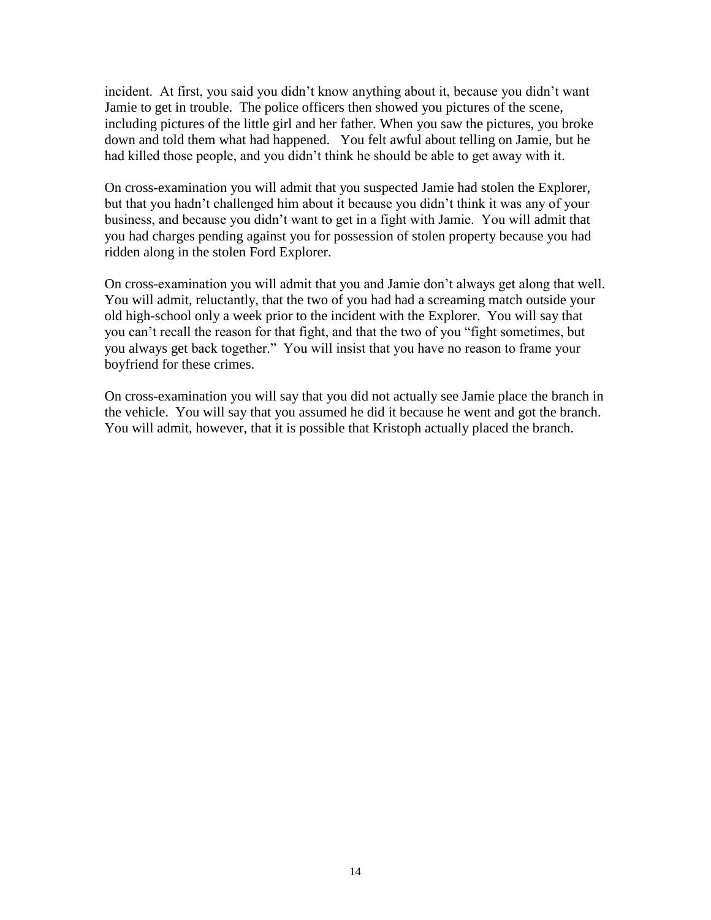incident. At first, you said you didn't know anything about it, because you didn't want Jamie to get in trouble. The police officers then showed you pictures of the scene, including pictures of the little girl and her father. When you saw the pictures, you broke down and told them what had happened. You felt awful about telling on Jamie, but he had killed those people, and you didn't think he should be able to get away with it.

On cross-examination you will admit that you suspected Jamie had stolen the Explorer, but that you hadn't challenged him about it because you didn't think it was any of your business, and because you didn't want to get in a fight with Jamie. You will admit that you had charges pending against you for possession of stolen property because you had ridden along in the stolen Ford Explorer.

On cross-examination you will admit that you and Jamie don't always get along that well. You will admit, reluctantly, that the two of you had had a screaming match outside your old high-school only a week prior to the incident with the Explorer. You will say that you can't recall the reason for that fight, and that the two of you "fight sometimes, but you always get back together." You will insist that you have no reason to frame your boyfriend for these crimes.

On cross-examination you will say that you did not actually see Jamie place the branch in the vehicle. You will say that you assumed he did it because he went and got the branch. You will admit, however, that it is possible that Kristoph actually placed the branch.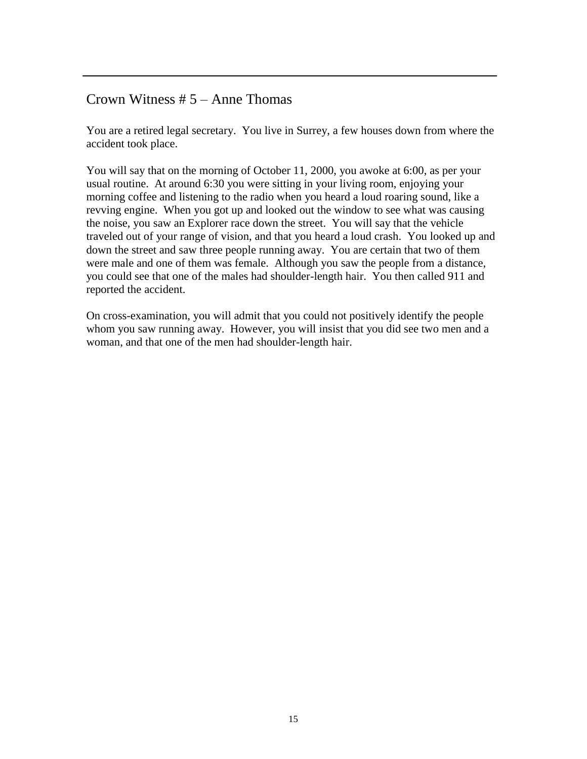## Crown Witness # 5 – Anne Thomas

You are a retired legal secretary. You live in Surrey, a few houses down from where the accident took place.

You will say that on the morning of October 11, 2000, you awoke at 6:00, as per your usual routine. At around 6:30 you were sitting in your living room, enjoying your morning coffee and listening to the radio when you heard a loud roaring sound, like a revving engine. When you got up and looked out the window to see what was causing the noise, you saw an Explorer race down the street. You will say that the vehicle traveled out of your range of vision, and that you heard a loud crash. You looked up and down the street and saw three people running away. You are certain that two of them were male and one of them was female. Although you saw the people from a distance, you could see that one of the males had shoulder-length hair. You then called 911 and reported the accident.

On cross-examination, you will admit that you could not positively identify the people whom you saw running away. However, you will insist that you did see two men and a woman, and that one of the men had shoulder-length hair.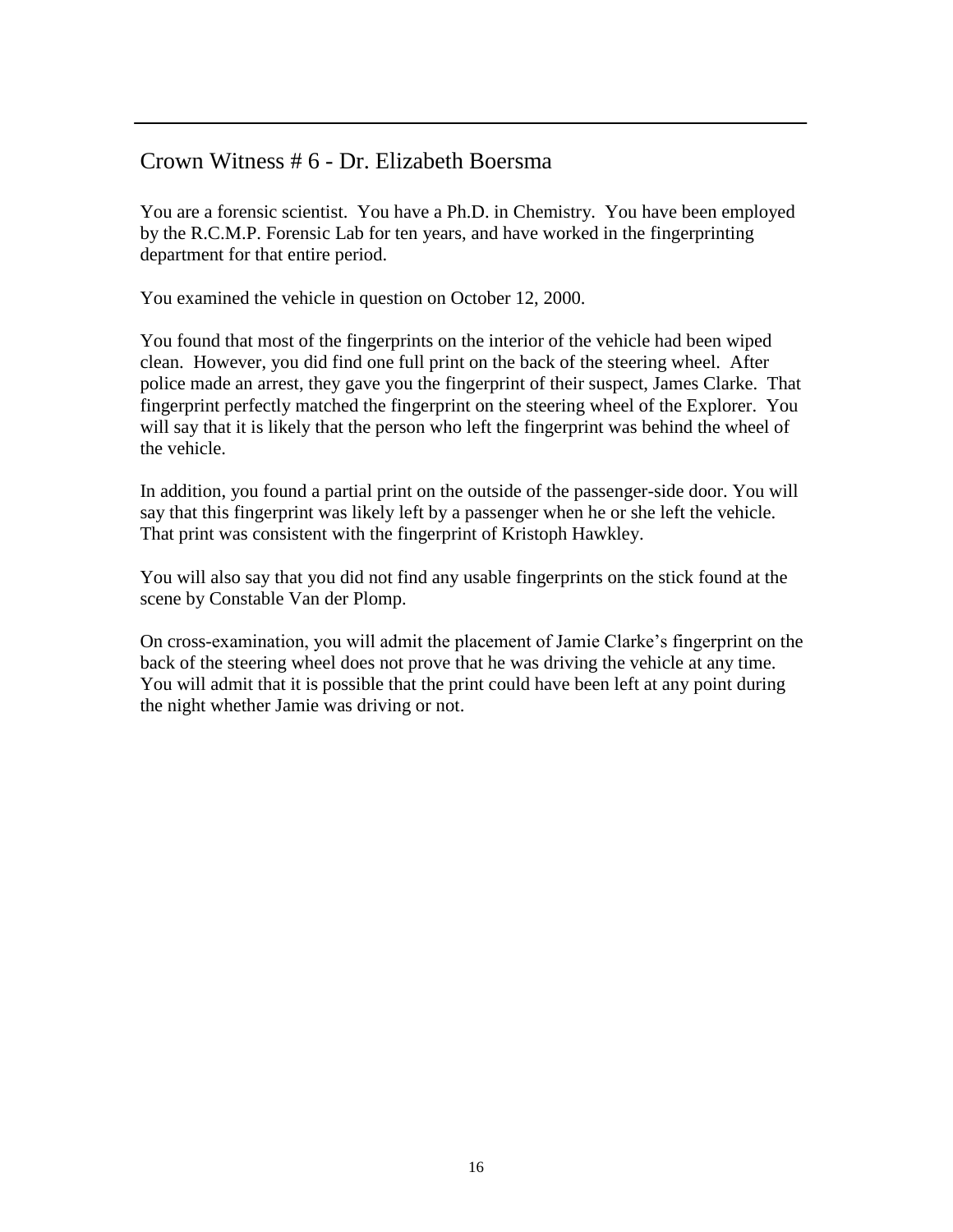---

## Crown Witness # 6 - Dr. Elizabeth Boersma

You are a forensic scientist. You have a Ph.D. in Chemistry. You have been employed by the R.C.M.P. Forensic Lab for ten years, and have worked in the fingerprinting department for that entire period.

You examined the vehicle in question on October 12, 2000.

You found that most of the fingerprints on the interior of the vehicle had been wiped clean. However, you did find one full print on the back of the steering wheel. After police made an arrest, they gave you the fingerprint of their suspect, James Clarke. That fingerprint perfectly matched the fingerprint on the steering wheel of the Explorer. You will say that it is likely that the person who left the fingerprint was behind the wheel of the vehicle.

In addition, you found a partial print on the outside of the passenger-side door. You will say that this fingerprint was likely left by a passenger when he or she left the vehicle. That print was consistent with the fingerprint of Kristoph Hawkley.

You will also say that you did not find any usable fingerprints on the stick found at the scene by Constable Van der Plomp.

On cross-examination, you will admit the placement of Jamie Clarke's fingerprint on the back of the steering wheel does not prove that he was driving the vehicle at any time. You will admit that it is possible that the print could have been left at any point during the night whether Jamie was driving or not.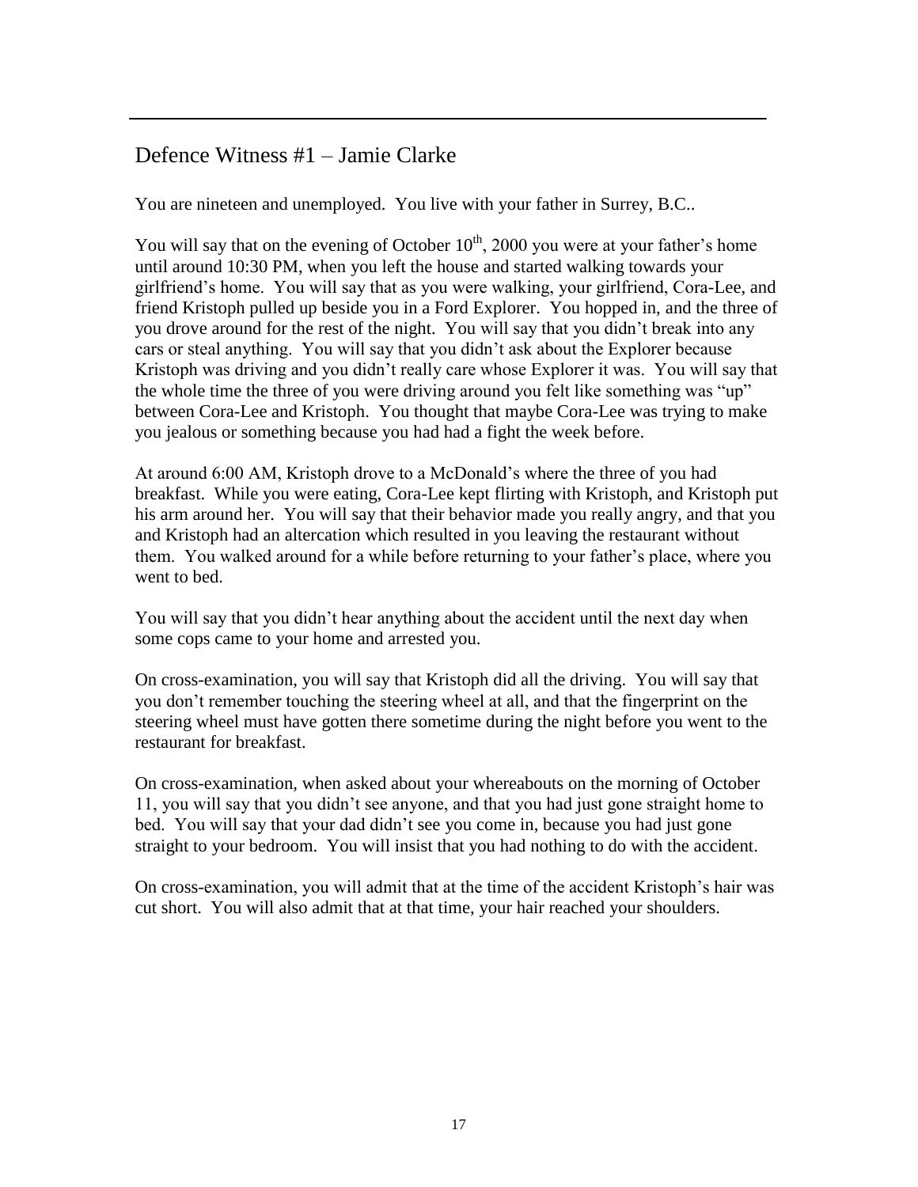## Defence Witness #1 – Jamie Clarke

You are nineteen and unemployed. You live with your father in Surrey, B.C..

You will say that on the evening of October 10th, 2000 you were at your father's home until around 10:30 PM, when you left the house and started walking towards your girlfriend's home. You will say that as you were walking, your girlfriend, Cora-Lee, and friend Kristoph pulled up beside you in a Ford Explorer. You hopped in, and the three of you drove around for the rest of the night. You will say that you didn't break into any cars or steal anything. You will say that you didn't ask about the Explorer because Kristoph was driving and you didn't really care whose Explorer it was. You will say that the whole time the three of you were driving around you felt like something was "up" between Cora-Lee and Kristoph. You thought that maybe Cora-Lee was trying to make you jealous or something because you had had a fight the week before.

At around 6:00 AM, Kristoph drove to a McDonald's where the three of you had breakfast. While you were eating, Cora-Lee kept flirting with Kristoph, and Kristoph put his arm around her. You will say that their behavior made you really angry, and that you and Kristoph had an altercation which resulted in you leaving the restaurant without them. You walked around for a while before returning to your father's place, where you went to bed.

You will say that you didn't hear anything about the accident until the next day when some cops came to your home and arrested you.

On cross-examination, you will say that Kristoph did all the driving. You will say that you don't remember touching the steering wheel at all, and that the fingerprint on the steering wheel must have gotten there sometime during the night before you went to the restaurant for breakfast.

On cross-examination, when asked about your whereabouts on the morning of October 11, you will say that you didn't see anyone, and that you had just gone straight home to bed. You will say that your dad didn't see you come in, because you had just gone straight to your bedroom. You will insist that you had nothing to do with the accident.

On cross-examination, you will admit that at the time of the accident Kristoph's hair was cut short. You will also admit that at that time, your hair reached your shoulders.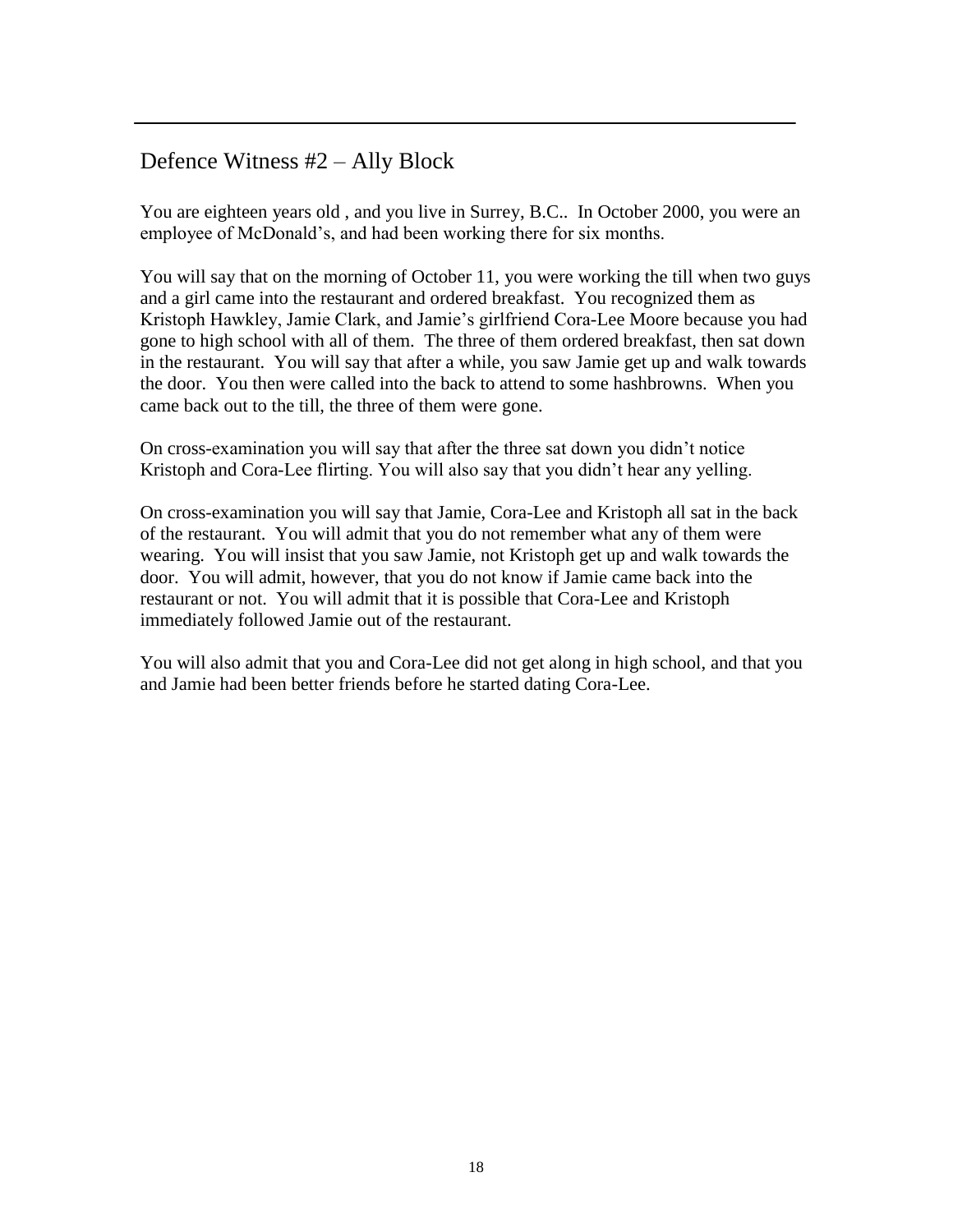## Defence Witness #2 – Ally Block

You are eighteen years old , and you live in Surrey, B.C.. In October 2000, you were an employee of McDonald's, and had been working there for six months.

You will say that on the morning of October 11, you were working the till when two guys and a girl came into the restaurant and ordered breakfast. You recognized them as Kristoph Hawkley, Jamie Clark, and Jamie's girlfriend Cora-Lee Moore because you had gone to high school with all of them. The three of them ordered breakfast, then sat down in the restaurant. You will say that after a while, you saw Jamie get up and walk towards the door. You then were called into the back to attend to some hashbrowns. When you came back out to the till, the three of them were gone.

On cross-examination you will say that after the three sat down you didn't notice Kristoph and Cora-Lee flirting. You will also say that you didn't hear any yelling.

On cross-examination you will say that Jamie, Cora-Lee and Kristoph all sat in the back of the restaurant. You will admit that you do not remember what any of them were wearing. You will insist that you saw Jamie, not Kristoph get up and walk towards the door. You will admit, however, that you do not know if Jamie came back into the restaurant or not. You will admit that it is possible that Cora-Lee and Kristoph immediately followed Jamie out of the restaurant.

You will also admit that you and Cora-Lee did not get along in high school, and that you and Jamie had been better friends before he started dating Cora-Lee.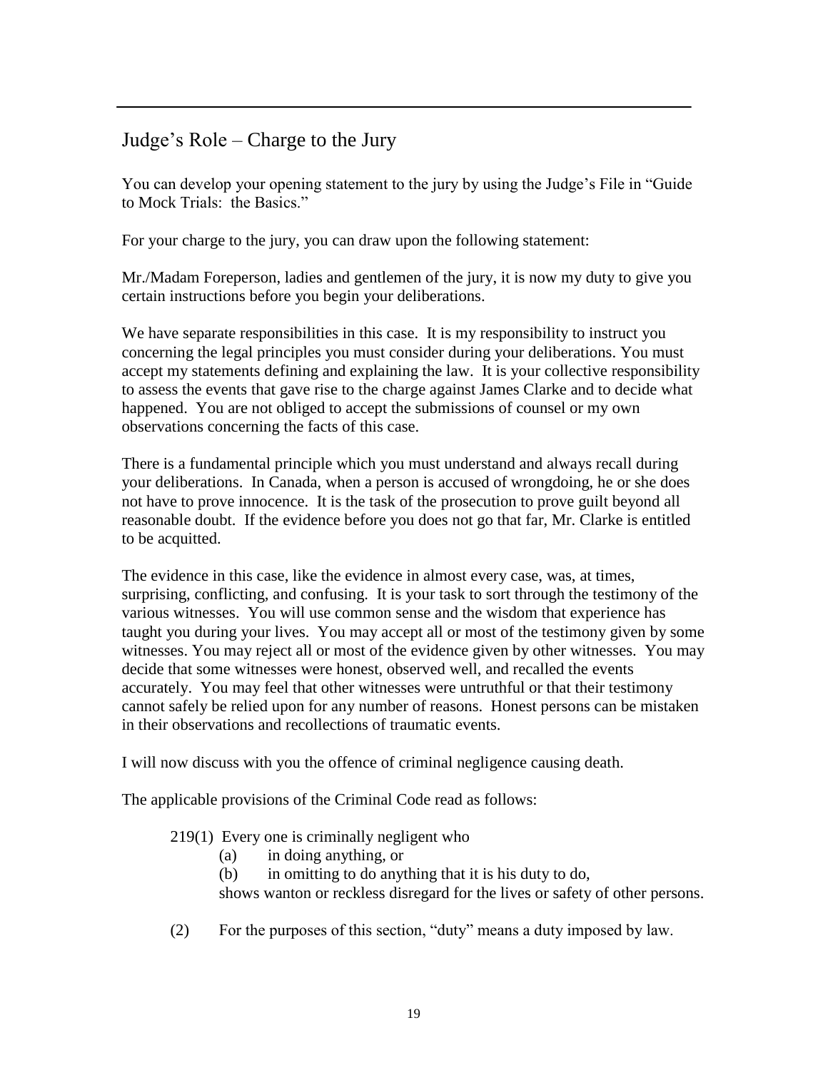## Judge's Role – Charge to the Jury

You can develop your opening statement to the jury by using the Judge's File in "Guide to Mock Trials: the Basics."

For your charge to the jury, you can draw upon the following statement:

Mr./Madam Foreperson, ladies and gentlemen of the jury, it is now my duty to give you certain instructions before you begin your deliberations.

We have separate responsibilities in this case. It is my responsibility to instruct you concerning the legal principles you must consider during your deliberations. You must accept my statements defining and explaining the law. It is your collective responsibility to assess the events that gave rise to the charge against James Clarke and to decide what happened. You are not obliged to accept the submissions of counsel or my own observations concerning the facts of this case.

There is a fundamental principle which you must understand and always recall during your deliberations. In Canada, when a person is accused of wrongdoing, he or she does not have to prove innocence. It is the task of the prosecution to prove guilt beyond all reasonable doubt. If the evidence before you does not go that far, Mr. Clarke is entitled to be acquitted.

The evidence in this case, like the evidence in almost every case, was, at times, surprising, conflicting, and confusing. It is your task to sort through the testimony of the various witnesses. You will use common sense and the wisdom that experience has taught you during your lives. You may accept all or most of the testimony given by some witnesses. You may reject all or most of the evidence given by other witnesses. You may decide that some witnesses were honest, observed well, and recalled the events accurately. You may feel that other witnesses were untruthful or that their testimony cannot safely be relied upon for any number of reasons. Honest persons can be mistaken in their observations and recollections of traumatic events.

I will now discuss with you the offence of criminal negligence causing death.

The applicable provisions of the Criminal Code read as follows:

> 219(1) Every one is criminally negligent who
>
> (a) in doing anything, or
>
> (b) in omitting to do anything that it is his duty to do,
>
> shows wanton or reckless disregard for the lives or safety of other persons.
>
> (2) For the purposes of this section, "duty" means a duty imposed by law.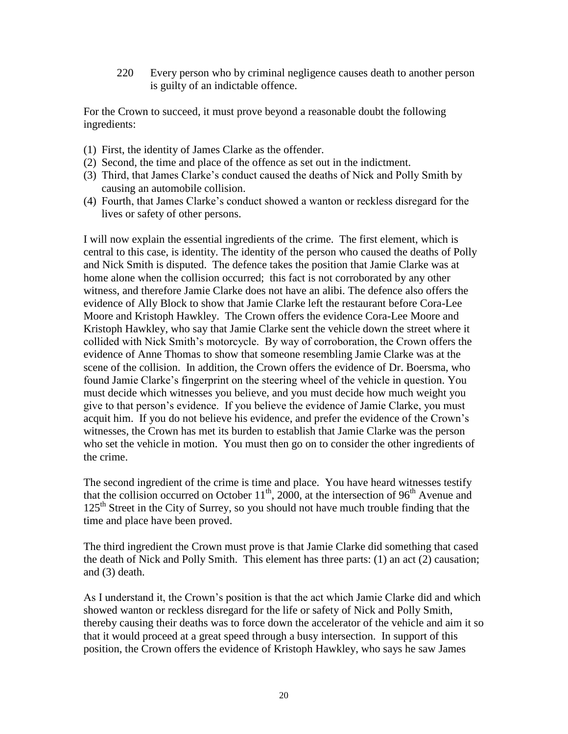220 Every person who by criminal negligence causes death to another person is guilty of an indictable offence.

For the Crown to succeed, it must prove beyond a reasonable doubt the following ingredients:

(1) First, the identity of James Clarke as the offender.
(2) Second, the time and place of the offence as set out in the indictment.
(3) Third, that James Clarke's conduct caused the deaths of Nick and Polly Smith by causing an automobile collision.
(4) Fourth, that James Clarke's conduct showed a wanton or reckless disregard for the lives or safety of other persons.

I will now explain the essential ingredients of the crime. The first element, which is central to this case, is identity. The identity of the person who caused the deaths of Polly and Nick Smith is disputed. The defence takes the position that Jamie Clarke was at home alone when the collision occurred; this fact is not corroborated by any other witness, and therefore Jamie Clarke does not have an alibi. The defence also offers the evidence of Ally Block to show that Jamie Clarke left the restaurant before Cora-Lee Moore and Kristoph Hawkley. The Crown offers the evidence Cora-Lee Moore and Kristoph Hawkley, who say that Jamie Clarke sent the vehicle down the street where it collided with Nick Smith's motorcycle. By way of corroboration, the Crown offers the evidence of Anne Thomas to show that someone resembling Jamie Clarke was at the scene of the collision. In addition, the Crown offers the evidence of Dr. Boersma, who found Jamie Clarke's fingerprint on the steering wheel of the vehicle in question. You must decide which witnesses you believe, and you must decide how much weight you give to that person's evidence. If you believe the evidence of Jamie Clarke, you must acquit him. If you do not believe his evidence, and prefer the evidence of the Crown's witnesses, the Crown has met its burden to establish that Jamie Clarke was the person who set the vehicle in motion. You must then go on to consider the other ingredients of the crime.

The second ingredient of the crime is time and place. You have heard witnesses testify that the collision occurred on October 11th, 2000, at the intersection of 96th Avenue and 125th Street in the City of Surrey, so you should not have much trouble finding that the time and place have been proved.

The third ingredient the Crown must prove is that Jamie Clarke did something that cased the death of Nick and Polly Smith. This element has three parts: (1) an act (2) causation; and (3) death.

As I understand it, the Crown's position is that the act which Jamie Clarke did and which showed wanton or reckless disregard for the life or safety of Nick and Polly Smith, thereby causing their deaths was to force down the accelerator of the vehicle and aim it so that it would proceed at a great speed through a busy intersection. In support of this position, the Crown offers the evidence of Kristoph Hawkley, who says he saw James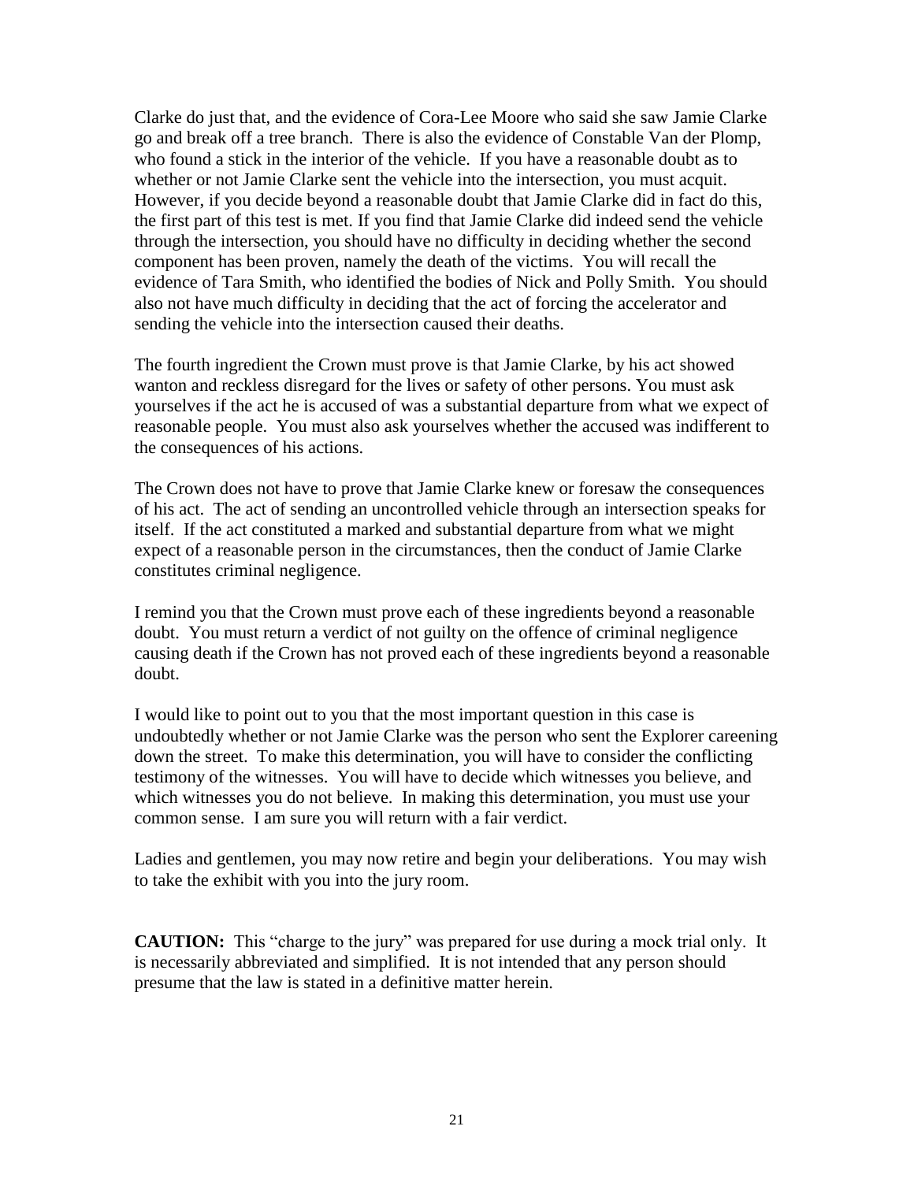Clarke do just that, and the evidence of Cora-Lee Moore who said she saw Jamie Clarke go and break off a tree branch. There is also the evidence of Constable Van der Plomp, who found a stick in the interior of the vehicle. If you have a reasonable doubt as to whether or not Jamie Clarke sent the vehicle into the intersection, you must acquit. However, if you decide beyond a reasonable doubt that Jamie Clarke did in fact do this, the first part of this test is met. If you find that Jamie Clarke did indeed send the vehicle through the intersection, you should have no difficulty in deciding whether the second component has been proven, namely the death of the victims. You will recall the evidence of Tara Smith, who identified the bodies of Nick and Polly Smith. You should also not have much difficulty in deciding that the act of forcing the accelerator and sending the vehicle into the intersection caused their deaths.

The fourth ingredient the Crown must prove is that Jamie Clarke, by his act showed wanton and reckless disregard for the lives or safety of other persons. You must ask yourselves if the act he is accused of was a substantial departure from what we expect of reasonable people. You must also ask yourselves whether the accused was indifferent to the consequences of his actions.

The Crown does not have to prove that Jamie Clarke knew or foresaw the consequences of his act. The act of sending an uncontrolled vehicle through an intersection speaks for itself. If the act constituted a marked and substantial departure from what we might expect of a reasonable person in the circumstances, then the conduct of Jamie Clarke constitutes criminal negligence.

I remind you that the Crown must prove each of these ingredients beyond a reasonable doubt. You must return a verdict of not guilty on the offence of criminal negligence causing death if the Crown has not proved each of these ingredients beyond a reasonable doubt.

I would like to point out to you that the most important question in this case is undoubtedly whether or not Jamie Clarke was the person who sent the Explorer careening down the street. To make this determination, you will have to consider the conflicting testimony of the witnesses. You will have to decide which witnesses you believe, and which witnesses you do not believe. In making this determination, you must use your common sense. I am sure you will return with a fair verdict.

Ladies and gentlemen, you may now retire and begin your deliberations. You may wish to take the exhibit with you into the jury room.

**CAUTION:** This "charge to the jury" was prepared for use during a mock trial only. It is necessarily abbreviated and simplified. It is not intended that any person should presume that the law is stated in a definitive matter herein.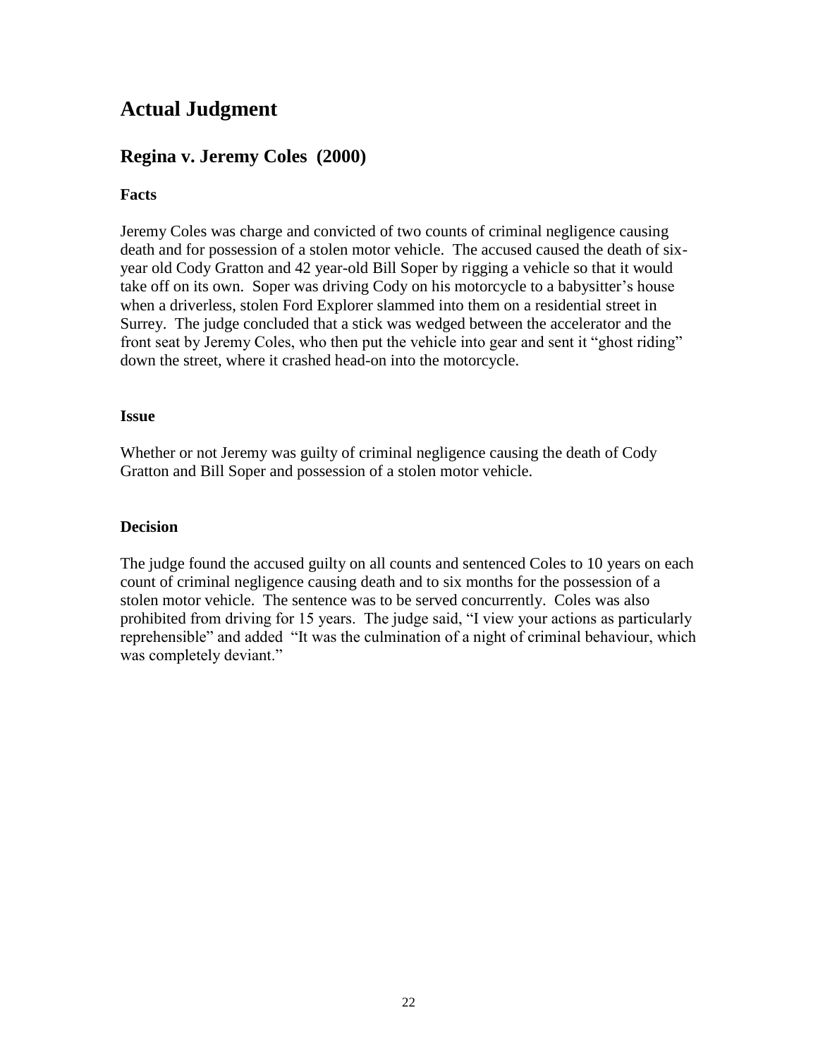# Actual Judgment

## Regina v. Jeremy Coles (2000)

### Facts

Jeremy Coles was charge and convicted of two counts of criminal negligence causing death and for possession of a stolen motor vehicle. The accused caused the death of six-year old Cody Gratton and 42 year-old Bill Soper by rigging a vehicle so that it would take off on its own. Soper was driving Cody on his motorcycle to a babysitter's house when a driverless, stolen Ford Explorer slammed into them on a residential street in Surrey. The judge concluded that a stick was wedged between the accelerator and the front seat by Jeremy Coles, who then put the vehicle into gear and sent it "ghost riding" down the street, where it crashed head-on into the motorcycle.

### Issue

Whether or not Jeremy was guilty of criminal negligence causing the death of Cody Gratton and Bill Soper and possession of a stolen motor vehicle.

### Decision

The judge found the accused guilty on all counts and sentenced Coles to 10 years on each count of criminal negligence causing death and to six months for the possession of a stolen motor vehicle. The sentence was to be served concurrently. Coles was also prohibited from driving for 15 years. The judge said, "I view your actions as particularly reprehensible" and added "It was the culmination of a night of criminal behaviour, which was completely deviant."